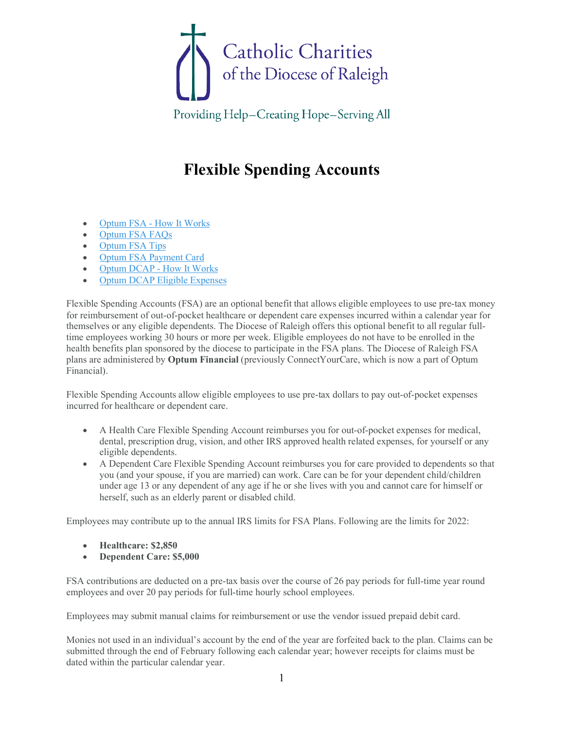Catholic Charities
of the Diocese of Raleigh

Providing Help—Creating Hope—Serving All

# Flexible Spending Accounts

- Optum FSA - How It Works
- Optum FSA FAQs
- Optum FSA Tips
- Optum FSA Payment Card
- Optum DCAP - How It Works
- Optum DCAP Eligible Expenses

Flexible Spending Accounts (FSA) are an optional benefit that allows eligible employees to use pre-tax money for reimbursement of out-of-pocket healthcare or dependent care expenses incurred within a calendar year for themselves or any eligible dependents. The Diocese of Raleigh offers this optional benefit to all regular full-time employees working 30 hours or more per week. Eligible employees do not have to be enrolled in the health benefits plan sponsored by the diocese to participate in the FSA plans. The Diocese of Raleigh FSA plans are administered by **Optum Financial** (previously ConnectYourCare, which is now a part of Optum Financial).

Flexible Spending Accounts allow eligible employees to use pre-tax dollars to pay out-of-pocket expenses incurred for healthcare or dependent care.

- A Health Care Flexible Spending Account reimburses you for out-of-pocket expenses for medical, dental, prescription drug, vision, and other IRS approved health related expenses, for yourself or any eligible dependents.
- A Dependent Care Flexible Spending Account reimburses you for care provided to dependents so that you (and your spouse, if you are married) can work. Care can be for your dependent child/children under age 13 or any dependent of any age if he or she lives with you and cannot care for himself or herself, such as an elderly parent or disabled child.

Employees may contribute up to the annual IRS limits for FSA Plans. Following are the limits for 2022:

- **Healthcare: $2,850**
- **Dependent Care: $5,000**

FSA contributions are deducted on a pre-tax basis over the course of 26 pay periods for full-time year round employees and over 20 pay periods for full-time hourly school employees.

Employees may submit manual claims for reimbursement or use the vendor issued prepaid debit card.

Monies not used in an individual's account by the end of the year are forfeited back to the plan. Claims can be submitted through the end of February following each calendar year; however receipts for claims must be dated within the particular calendar year.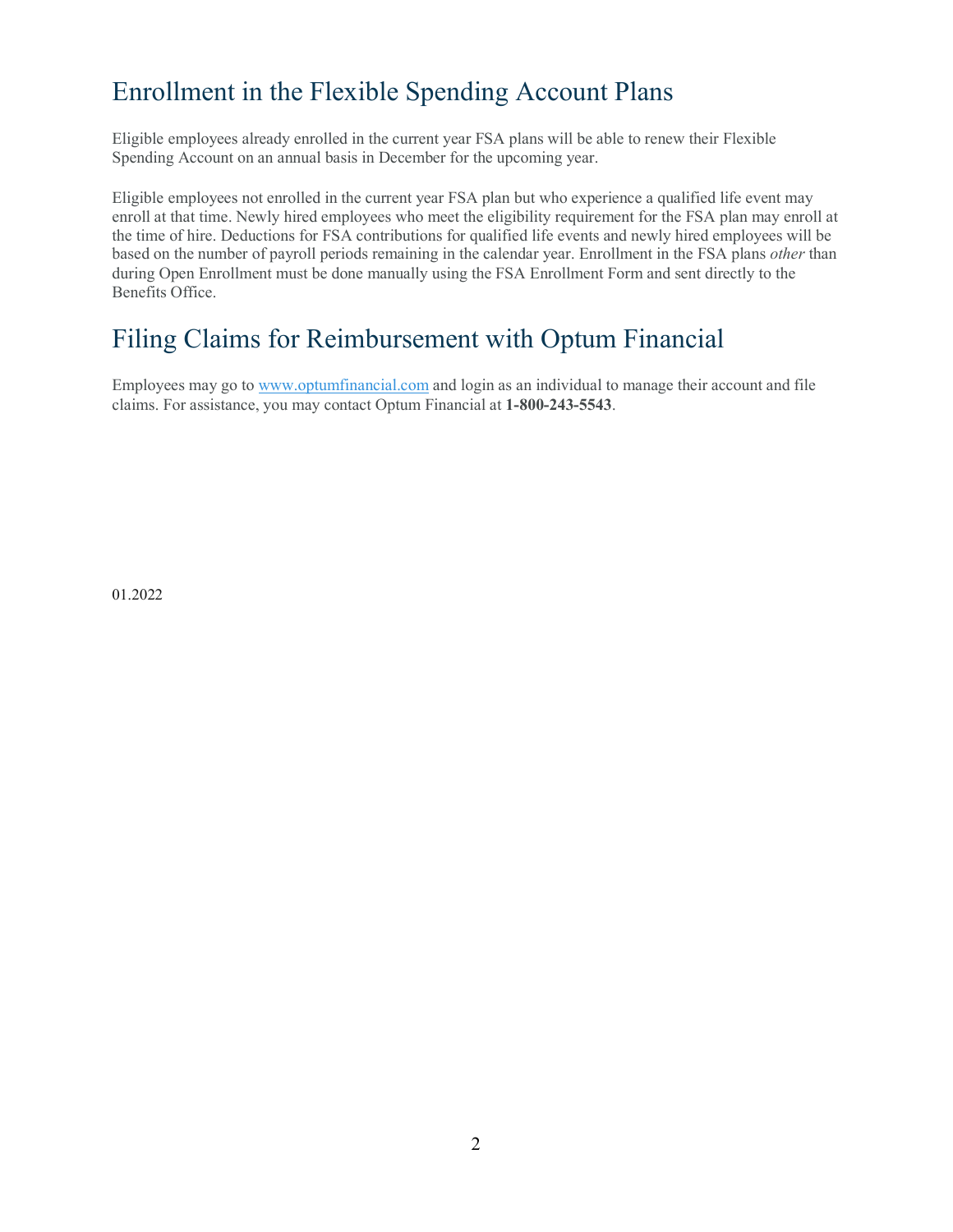## Enrollment in the Flexible Spending Account Plans

Eligible employees already enrolled in the current year FSA plans will be able to renew their Flexible Spending Account on an annual basis in December for the upcoming year.

Eligible employees not enrolled in the current year FSA plan but who experience a qualified life event may enroll at that time. Newly hired employees who meet the eligibility requirement for the FSA plan may enroll at the time of hire. Deductions for FSA contributions for qualified life events and newly hired employees will be based on the number of payroll periods remaining in the calendar year. Enrollment in the FSA plans *other* than during Open Enrollment must be done manually using the FSA Enrollment Form and sent directly to the Benefits Office.

## Filing Claims for Reimbursement with Optum Financial

Employees may go to [www.optumfinancial.com](http://www.optumfinancial.com) and login as an individual to manage their account and file claims. For assistance, you may contact Optum Financial at **1-800-243-5543**.

01.2022